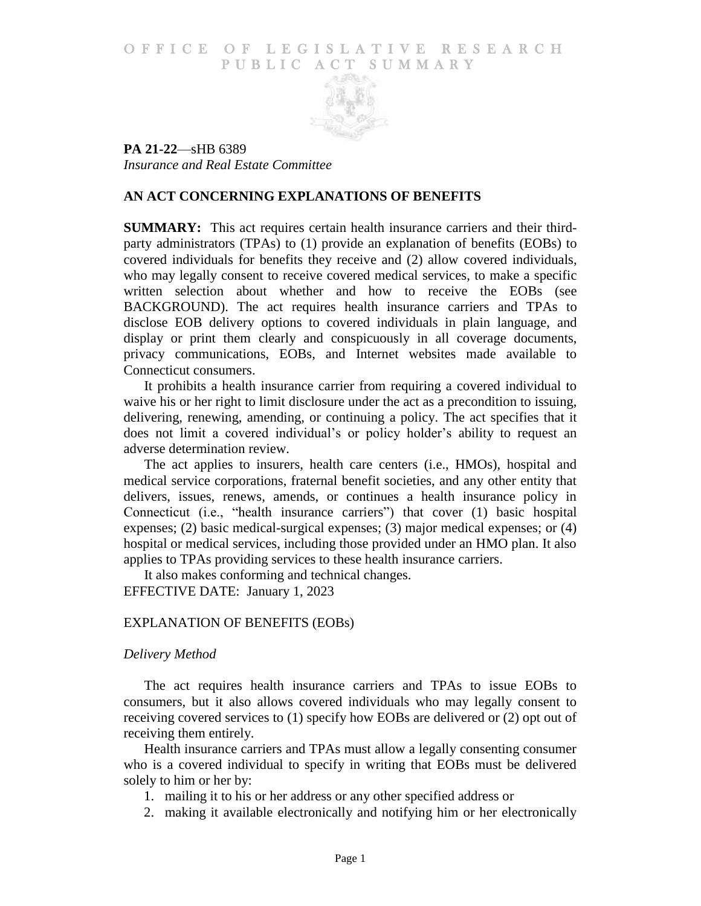# OFFICE OF LEGISLATIVE RESEARCH
# PUBLIC ACT SUMMARY

**PA 21-22**—sHB 6389
*Insurance and Real Estate Committee*

## AN ACT CONCERNING EXPLANATIONS OF BENEFITS

**SUMMARY:** This act requires certain health insurance carriers and their third-party administrators (TPAs) to (1) provide an explanation of benefits (EOBs) to covered individuals for benefits they receive and (2) allow covered individuals, who may legally consent to receive covered medical services, to make a specific written selection about whether and how to receive the EOBs (see BACKGROUND). The act requires health insurance carriers and TPAs to disclose EOB delivery options to covered individuals in plain language, and display or print them clearly and conspicuously in all coverage documents, privacy communications, EOBs, and Internet websites made available to Connecticut consumers.

It prohibits a health insurance carrier from requiring a covered individual to waive his or her right to limit disclosure under the act as a precondition to issuing, delivering, renewing, amending, or continuing a policy. The act specifies that it does not limit a covered individual's or policy holder's ability to request an adverse determination review.

The act applies to insurers, health care centers (i.e., HMOs), hospital and medical service corporations, fraternal benefit societies, and any other entity that delivers, issues, renews, amends, or continues a health insurance policy in Connecticut (i.e., "health insurance carriers") that cover (1) basic hospital expenses; (2) basic medical-surgical expenses; (3) major medical expenses; or (4) hospital or medical services, including those provided under an HMO plan. It also applies to TPAs providing services to these health insurance carriers.

It also makes conforming and technical changes.

EFFECTIVE DATE: January 1, 2023

## EXPLANATION OF BENEFITS (EOBs)

### *Delivery Method*

The act requires health insurance carriers and TPAs to issue EOBs to consumers, but it also allows covered individuals who may legally consent to receiving covered services to (1) specify how EOBs are delivered or (2) opt out of receiving them entirely.

Health insurance carriers and TPAs must allow a legally consenting consumer who is a covered individual to specify in writing that EOBs must be delivered solely to him or her by:

1. mailing it to his or her address or any other specified address or
2. making it available electronically and notifying him or her electronically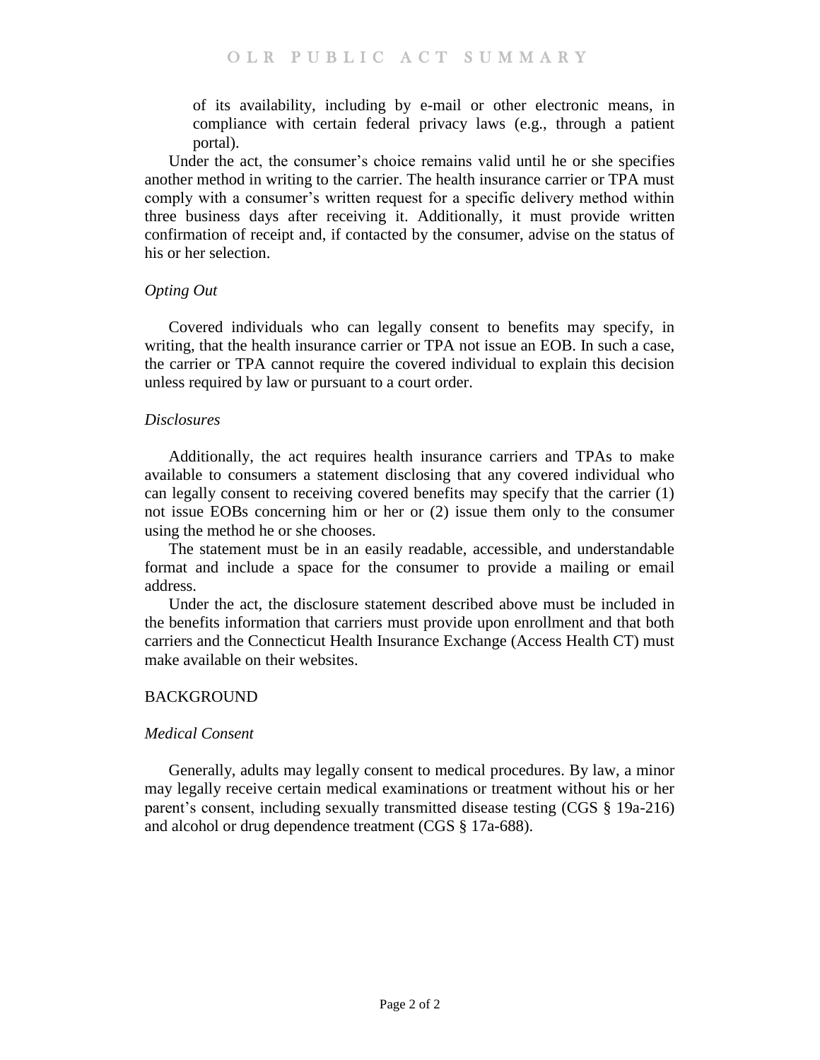of its availability, including by e-mail or other electronic means, in compliance with certain federal privacy laws (e.g., through a patient portal).

Under the act, the consumer's choice remains valid until he or she specifies another method in writing to the carrier. The health insurance carrier or TPA must comply with a consumer's written request for a specific delivery method within three business days after receiving it. Additionally, it must provide written confirmation of receipt and, if contacted by the consumer, advise on the status of his or her selection.

### *Opting Out*

Covered individuals who can legally consent to benefits may specify, in writing, that the health insurance carrier or TPA not issue an EOB. In such a case, the carrier or TPA cannot require the covered individual to explain this decision unless required by law or pursuant to a court order.

### *Disclosures*

Additionally, the act requires health insurance carriers and TPAs to make available to consumers a statement disclosing that any covered individual who can legally consent to receiving covered benefits may specify that the carrier (1) not issue EOBs concerning him or her or (2) issue them only to the consumer using the method he or she chooses.

The statement must be in an easily readable, accessible, and understandable format and include a space for the consumer to provide a mailing or email address.

Under the act, the disclosure statement described above must be included in the benefits information that carriers must provide upon enrollment and that both carriers and the Connecticut Health Insurance Exchange (Access Health CT) must make available on their websites.

## BACKGROUND

### *Medical Consent*

Generally, adults may legally consent to medical procedures. By law, a minor may legally receive certain medical examinations or treatment without his or her parent's consent, including sexually transmitted disease testing (CGS § 19a-216) and alcohol or drug dependence treatment (CGS § 17a-688).